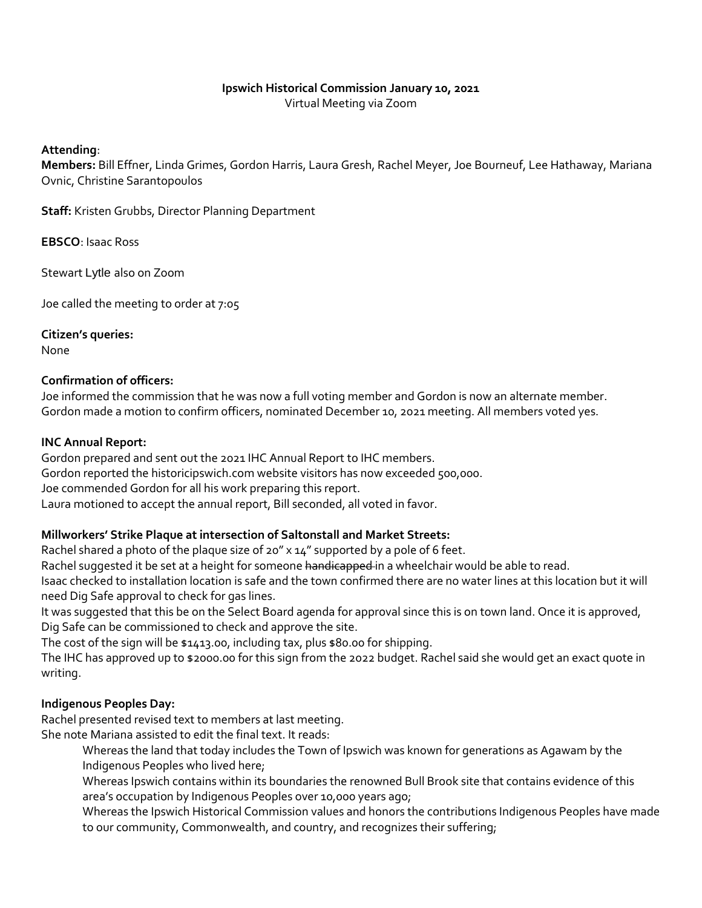**Ipswich Historical Commission January 10, 2021**
Virtual Meeting via Zoom

**Attending**:
**Members:** Bill Effner, Linda Grimes, Gordon Harris, Laura Gresh, Rachel Meyer, Joe Bourneuf, Lee Hathaway, Mariana Ovnic, Christine Sarantopoulos

**Staff:** Kristen Grubbs, Director Planning Department

**EBSCO**: Isaac Ross

Stewart Lytle also on Zoom

Joe called the meeting to order at 7:05

**Citizen's queries:**
None

**Confirmation of officers:**
Joe informed the commission that he was now a full voting member and Gordon is now an alternate member.
Gordon made a motion to confirm officers, nominated December 10, 2021 meeting. All members voted yes.

**INC Annual Report:**
Gordon prepared and sent out the 2021 IHC Annual Report to IHC members.
Gordon reported the historicipswich.com website visitors has now exceeded 500,000.
Joe commended Gordon for all his work preparing this report.
Laura motioned to accept the annual report, Bill seconded, all voted in favor.

**Millworkers' Strike Plaque at intersection of Saltonstall and Market Streets:**
Rachel shared a photo of the plaque size of 20" x 14" supported by a pole of 6 feet.
Rachel suggested it be set at a height for someone ~~handicapped~~ in a wheelchair would be able to read.
Isaac checked to installation location is safe and the town confirmed there are no water lines at this location but it will need Dig Safe approval to check for gas lines.
It was suggested that this be on the Select Board agenda for approval since this is on town land. Once it is approved, Dig Safe can be commissioned to check and approve the site.
The cost of the sign will be $1413.00, including tax, plus $80.00 for shipping.
The IHC has approved up to $2000.00 for this sign from the 2022 budget. Rachel said she would get an exact quote in writing.

**Indigenous Peoples Day:**
Rachel presented revised text to members at last meeting.
She note Mariana assisted to edit the final text. It reads:

> Whereas the land that today includes the Town of Ipswich was known for generations as Agawam by the Indigenous Peoples who lived here;
> Whereas Ipswich contains within its boundaries the renowned Bull Brook site that contains evidence of this area's occupation by Indigenous Peoples over 10,000 years ago;
> Whereas the Ipswich Historical Commission values and honors the contributions Indigenous Peoples have made to our community, Commonwealth, and country, and recognizes their suffering;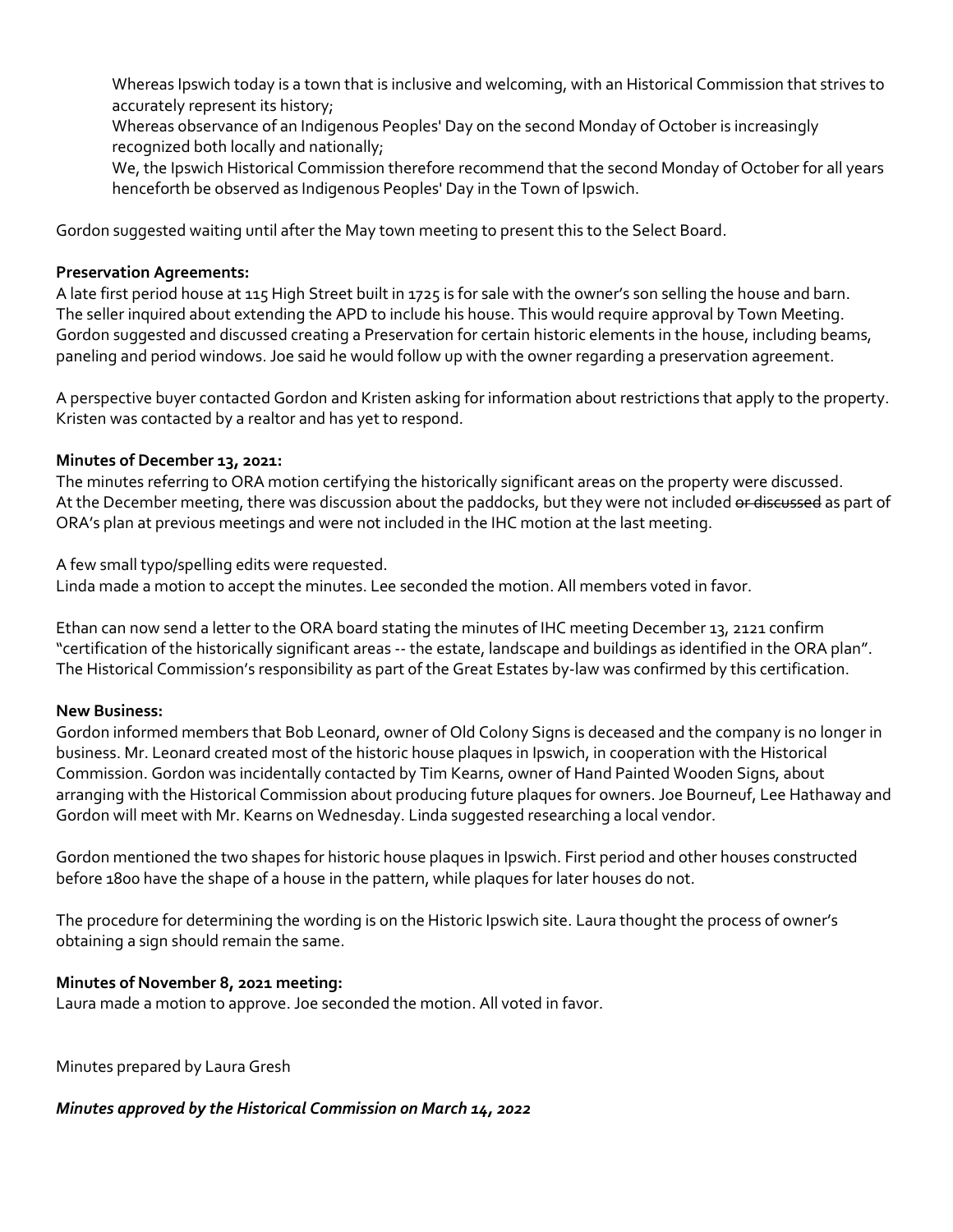Whereas Ipswich today is a town that is inclusive and welcoming, with an Historical Commission that strives to accurately represent its history;

Whereas observance of an Indigenous Peoples' Day on the second Monday of October is increasingly recognized both locally and nationally;

We, the Ipswich Historical Commission therefore recommend that the second Monday of October for all years henceforth be observed as Indigenous Peoples' Day in the Town of Ipswich.

Gordon suggested waiting until after the May town meeting to present this to the Select Board.

**Preservation Agreements:**

A late first period house at 115 High Street built in 1725 is for sale with the owner's son selling the house and barn. The seller inquired about extending the APD to include his house. This would require approval by Town Meeting. Gordon suggested and discussed creating a Preservation for certain historic elements in the house, including beams, paneling and period windows. Joe said he would follow up with the owner regarding a preservation agreement.

A perspective buyer contacted Gordon and Kristen asking for information about restrictions that apply to the property. Kristen was contacted by a realtor and has yet to respond.

**Minutes of December 13, 2021:**

The minutes referring to ORA motion certifying the historically significant areas on the property were discussed. At the December meeting, there was discussion about the paddocks, but they were not included ~~or discussed~~ as part of ORA's plan at previous meetings and were not included in the IHC motion at the last meeting.

A few small typo/spelling edits were requested.

Linda made a motion to accept the minutes. Lee seconded the motion. All members voted in favor.

Ethan can now send a letter to the ORA board stating the minutes of IHC meeting December 13, 2121 confirm "certification of the historically significant areas -- the estate, landscape and buildings as identified in the ORA plan". The Historical Commission's responsibility as part of the Great Estates by-law was confirmed by this certification.

**New Business:**

Gordon informed members that Bob Leonard, owner of Old Colony Signs is deceased and the company is no longer in business. Mr. Leonard created most of the historic house plaques in Ipswich, in cooperation with the Historical Commission. Gordon was incidentally contacted by Tim Kearns, owner of Hand Painted Wooden Signs, about arranging with the Historical Commission about producing future plaques for owners. Joe Bourneuf, Lee Hathaway and Gordon will meet with Mr. Kearns on Wednesday. Linda suggested researching a local vendor.

Gordon mentioned the two shapes for historic house plaques in Ipswich. First period and other houses constructed before 1800 have the shape of a house in the pattern, while plaques for later houses do not.

The procedure for determining the wording is on the Historic Ipswich site. Laura thought the process of owner's obtaining a sign should remain the same.

**Minutes of November 8, 2021 meeting:**

Laura made a motion to approve. Joe seconded the motion. All voted in favor.

Minutes prepared by Laura Gresh

***Minutes approved by the Historical Commission on March 14, 2022***